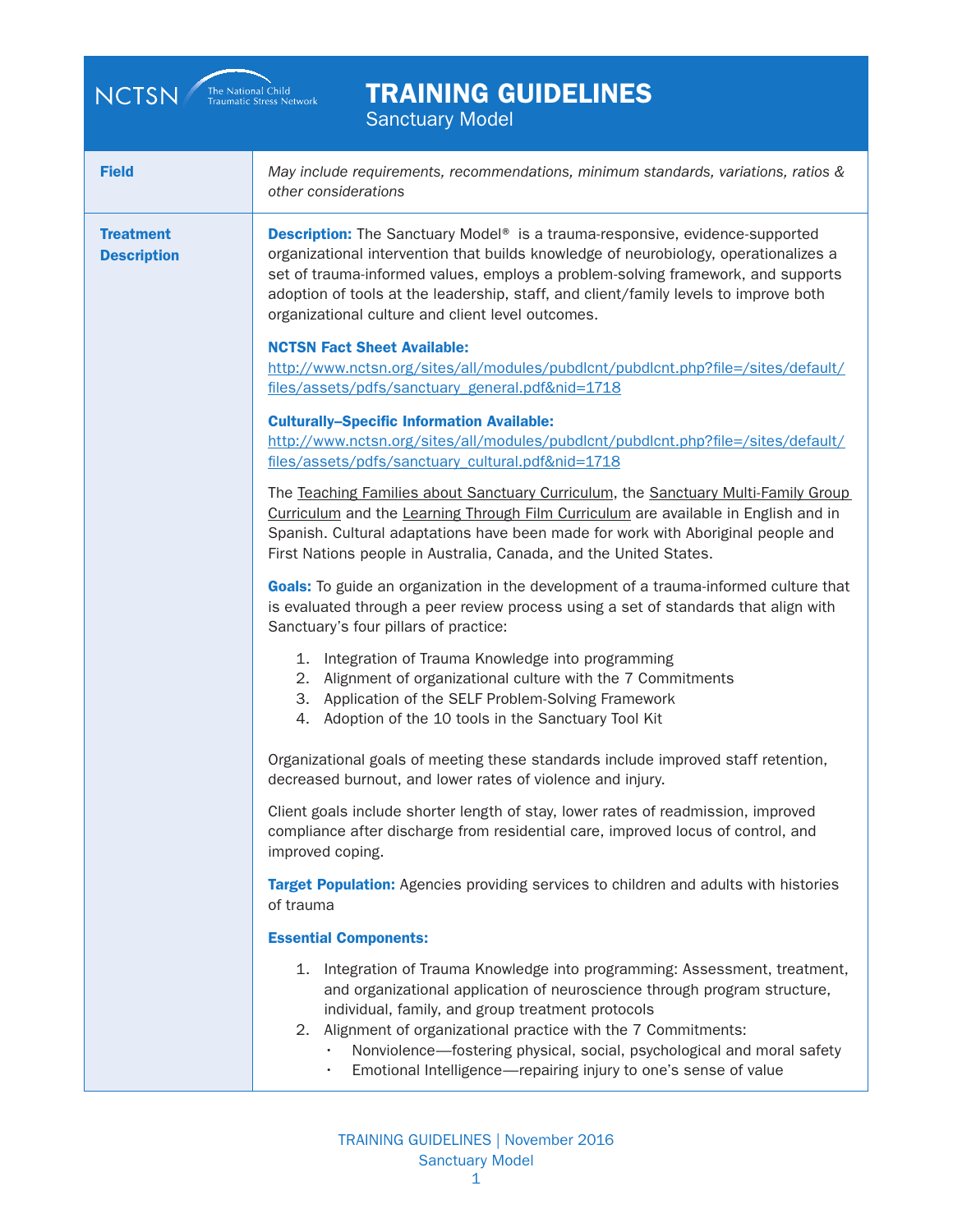# TRAINING GUIDELINES

Sanctuary Model

| Field | May include requirements, recommendations, minimum standards, variations, ratios & other considerations |
|---|---|
| **Treatment Description** | **Description:** The Sanctuary Model® is a trauma-responsive, evidence-supported organizational intervention that builds knowledge of neurobiology, operationalizes a set of trauma-informed values, employs a problem-solving framework, and supports adoption of tools at the leadership, staff, and client/family levels to improve both organizational culture and client level outcomes.<br><br>**NCTSN Fact Sheet Available:**<br>http://www.nctsn.org/sites/all/modules/pubdlcnt/pubdlcnt.php?file=/sites/default/files/assets/pdfs/sanctuary_general.pdf&nid=1718<br><br>**Culturally–Specific Information Available:**<br>http://www.nctsn.org/sites/all/modules/pubdlcnt/pubdlcnt.php?file=/sites/default/files/assets/pdfs/sanctuary_cultural.pdf&nid=1718<br><br>The Teaching Families about Sanctuary Curriculum, the Sanctuary Multi-Family Group Curriculum and the Learning Through Film Curriculum are available in English and in Spanish. Cultural adaptations have been made for work with Aboriginal people and First Nations people in Australia, Canada, and the United States.<br><br>**Goals:** To guide an organization in the development of a trauma-informed culture that is evaluated through a peer review process using a set of standards that align with Sanctuary's four pillars of practice:<br><br>1. Integration of Trauma Knowledge into programming<br>2. Alignment of organizational culture with the 7 Commitments<br>3. Application of the SELF Problem-Solving Framework<br>4. Adoption of the 10 tools in the Sanctuary Tool Kit<br><br>Organizational goals of meeting these standards include improved staff retention, decreased burnout, and lower rates of violence and injury.<br><br>Client goals include shorter length of stay, lower rates of readmission, improved compliance after discharge from residential care, improved locus of control, and improved coping.<br><br>**Target Population:** Agencies providing services to children and adults with histories of trauma<br><br>**Essential Components:**<br><br>1. Integration of Trauma Knowledge into programming: Assessment, treatment, and organizational application of neuroscience through program structure, individual, family, and group treatment protocols<br>2. Alignment of organizational practice with the 7 Commitments:<br>• Nonviolence—fostering physical, social, psychological and moral safety<br>• Emotional Intelligence—repairing injury to one's sense of value |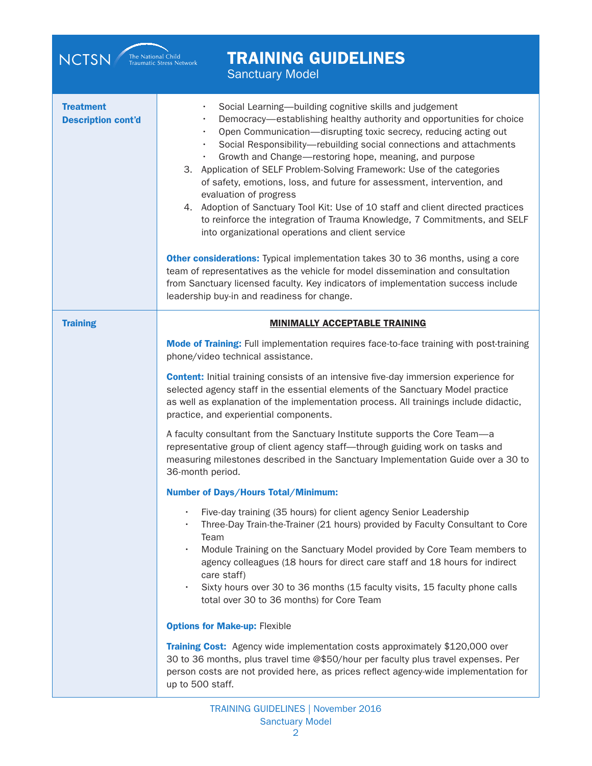# TRAINING GUIDELINES

Sanctuary Model

**Treatment Description cont'd**

- Social Learning—building cognitive skills and judgement
- Democracy—establishing healthy authority and opportunities for choice
- Open Communication—disrupting toxic secrecy, reducing acting out
- Social Responsibility—rebuilding social connections and attachments
- Growth and Change—restoring hope, meaning, and purpose

3. Application of SELF Problem-Solving Framework: Use of the categories of safety, emotions, loss, and future for assessment, intervention, and evaluation of progress
4. Adoption of Sanctuary Tool Kit: Use of 10 staff and client directed practices to reinforce the integration of Trauma Knowledge, 7 Commitments, and SELF into organizational operations and client service

**Other considerations:** Typical implementation takes 30 to 36 months, using a core team of representatives as the vehicle for model dissemination and consultation from Sanctuary licensed faculty. Key indicators of implementation success include leadership buy-in and readiness for change.

**Training**

**MINIMALLY ACCEPTABLE TRAINING**

**Mode of Training:** Full implementation requires face-to-face training with post-training phone/video technical assistance.

**Content:** Initial training consists of an intensive five-day immersion experience for selected agency staff in the essential elements of the Sanctuary Model practice as well as explanation of the implementation process. All trainings include didactic, practice, and experiential components.

A faculty consultant from the Sanctuary Institute supports the Core Team—a representative group of client agency staff—through guiding work on tasks and measuring milestones described in the Sanctuary Implementation Guide over a 30 to 36-month period.

**Number of Days/Hours Total/Minimum:**

- Five-day training (35 hours) for client agency Senior Leadership
- Three-Day Train-the-Trainer (21 hours) provided by Faculty Consultant to Core Team
- Module Training on the Sanctuary Model provided by Core Team members to agency colleagues (18 hours for direct care staff and 18 hours for indirect care staff)
- Sixty hours over 30 to 36 months (15 faculty visits, 15 faculty phone calls total over 30 to 36 months) for Core Team

**Options for Make-up:** Flexible

**Training Cost:** Agency wide implementation costs approximately $120,000 over 30 to 36 months, plus travel time @$50/hour per faculty plus travel expenses. Per person costs are not provided here, as prices reflect agency-wide implementation for up to 500 staff.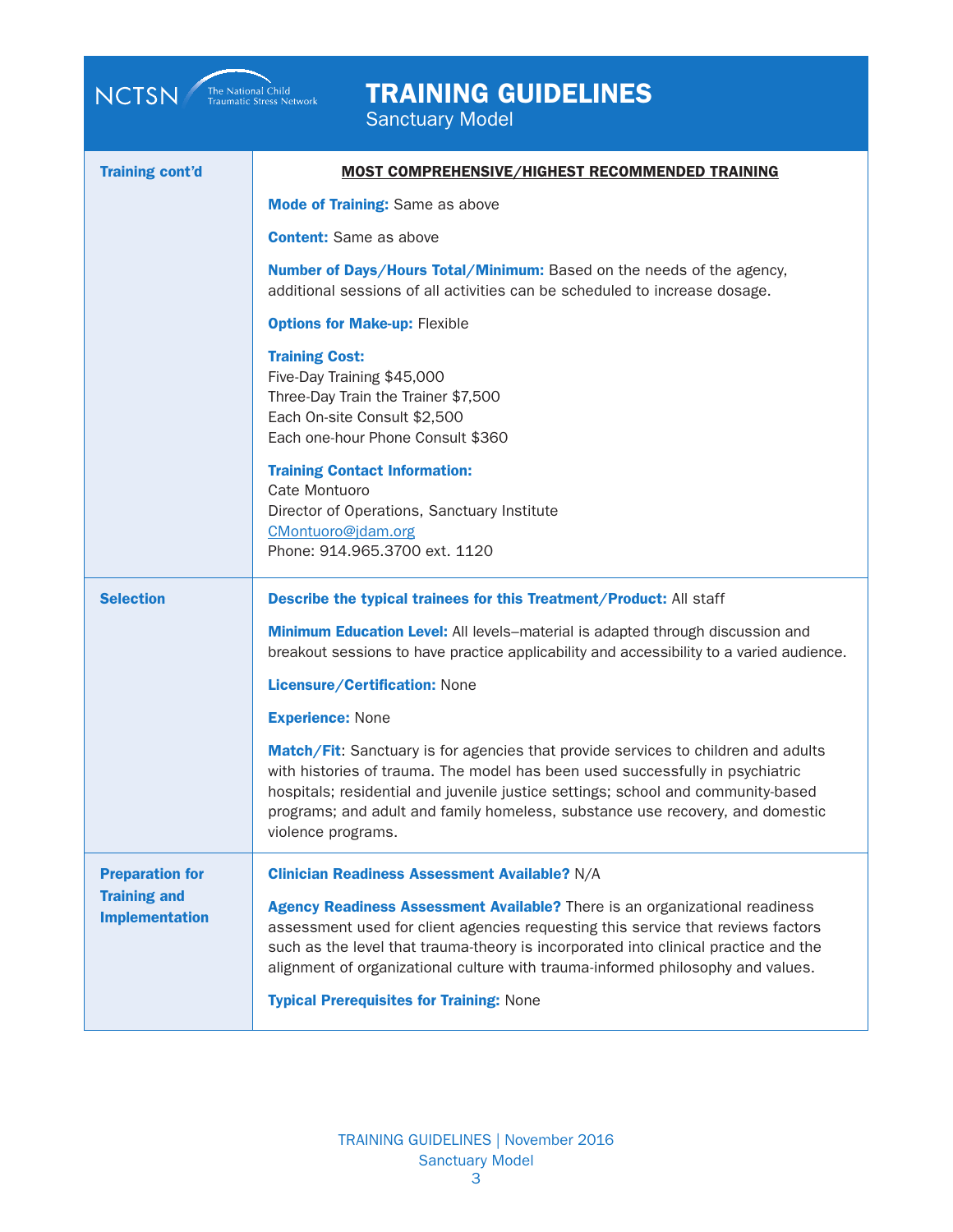# TRAINING GUIDELINES

Sanctuary Model

| | |
|---|---|
| **Training cont'd** | **MOST COMPREHENSIVE/HIGHEST RECOMMENDED TRAINING**<br><br>**Mode of Training:** Same as above<br><br>**Content:** Same as above<br><br>**Number of Days/Hours Total/Minimum:** Based on the needs of the agency, additional sessions of all activities can be scheduled to increase dosage.<br><br>**Options for Make-up:** Flexible<br><br>**Training Cost:**<br>Five-Day Training $45,000<br>Three-Day Train the Trainer $7,500<br>Each On-site Consult $2,500<br>Each one-hour Phone Consult $360<br><br>**Training Contact Information:**<br>Cate Montuoro<br>Director of Operations, Sanctuary Institute<br>CMontuoro@jdam.org<br>Phone: 914.965.3700 ext. 1120 |
| **Selection** | **Describe the typical trainees for this Treatment/Product:** All staff<br><br>**Minimum Education Level:** All levels–material is adapted through discussion and breakout sessions to have practice applicability and accessibility to a varied audience.<br><br>**Licensure/Certification:** None<br><br>**Experience:** None<br><br>**Match/Fit**: Sanctuary is for agencies that provide services to children and adults with histories of trauma. The model has been used successfully in psychiatric hospitals; residential and juvenile justice settings; school and community-based programs; and adult and family homeless, substance use recovery, and domestic violence programs. |
| **Preparation for Training and Implementation** | **Clinician Readiness Assessment Available?** N/A<br><br>**Agency Readiness Assessment Available?** There is an organizational readiness assessment used for client agencies requesting this service that reviews factors such as the level that trauma-theory is incorporated into clinical practice and the alignment of organizational culture with trauma-informed philosophy and values.<br><br>**Typical Prerequisites for Training:** None |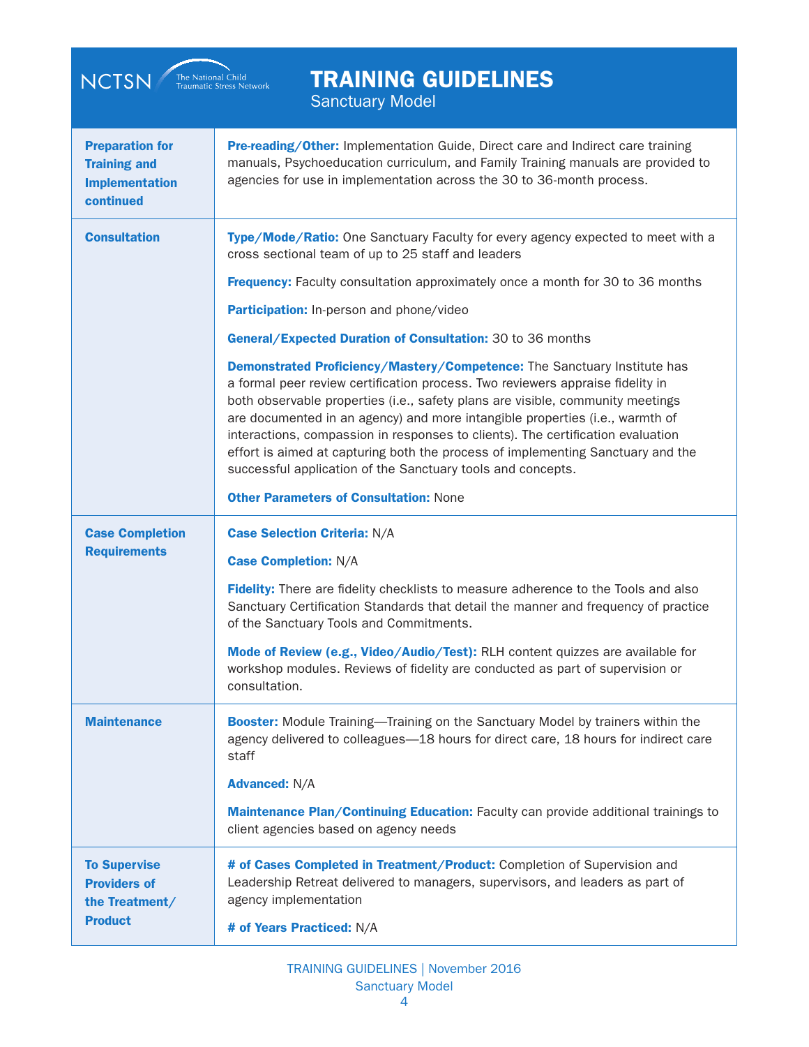# TRAINING GUIDELINES

## Sanctuary Model

| | |
|---|---|
| **Preparation for Training and Implementation continued** | **Pre-reading/Other:** Implementation Guide, Direct care and Indirect care training manuals, Psychoeducation curriculum, and Family Training manuals are provided to agencies for use in implementation across the 30 to 36-month process. |
| **Consultation** | **Type/Mode/Ratio:** One Sanctuary Faculty for every agency expected to meet with a cross sectional team of up to 25 staff and leaders<br><br>**Frequency:** Faculty consultation approximately once a month for 30 to 36 months<br><br>**Participation:** In-person and phone/video<br><br>**General/Expected Duration of Consultation:** 30 to 36 months<br><br>**Demonstrated Proficiency/Mastery/Competence:** The Sanctuary Institute has a formal peer review certification process. Two reviewers appraise fidelity in both observable properties (i.e., safety plans are visible, community meetings are documented in an agency) and more intangible properties (i.e., warmth of interactions, compassion in responses to clients). The certification evaluation effort is aimed at capturing both the process of implementing Sanctuary and the successful application of the Sanctuary tools and concepts.<br><br>**Other Parameters of Consultation:** None |
| **Case Completion Requirements** | **Case Selection Criteria:** N/A<br><br>**Case Completion:** N/A<br><br>**Fidelity:** There are fidelity checklists to measure adherence to the Tools and also Sanctuary Certification Standards that detail the manner and frequency of practice of the Sanctuary Tools and Commitments.<br><br>**Mode of Review (e.g., Video/Audio/Test):** RLH content quizzes are available for workshop modules. Reviews of fidelity are conducted as part of supervision or consultation. |
| **Maintenance** | **Booster:** Module Training—Training on the Sanctuary Model by trainers within the agency delivered to colleagues—18 hours for direct care, 18 hours for indirect care staff<br><br>**Advanced:** N/A<br><br>**Maintenance Plan/Continuing Education:** Faculty can provide additional trainings to client agencies based on agency needs |
| **To Supervise Providers of the Treatment/ Product** | **# of Cases Completed in Treatment/Product:** Completion of Supervision and Leadership Retreat delivered to managers, supervisors, and leaders as part of agency implementation<br><br>**# of Years Practiced:** N/A |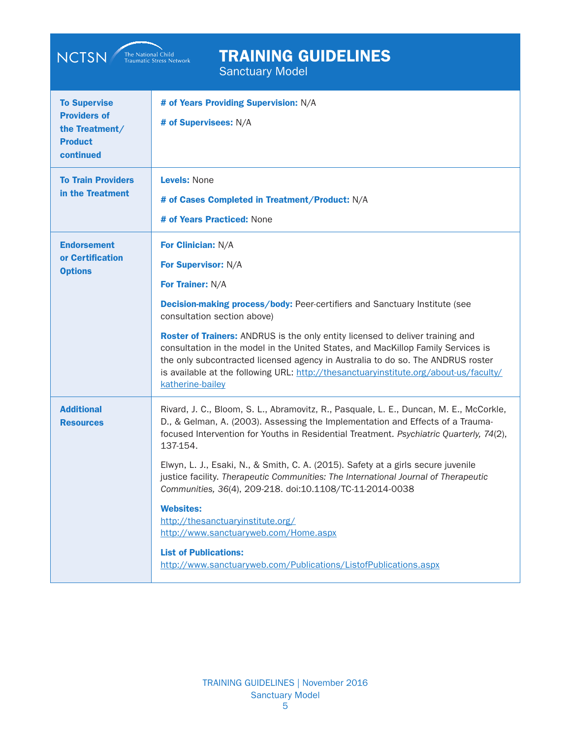# TRAINING GUIDELINES

Sanctuary Model

| | |
|---|---|
| **To Supervise Providers of the Treatment/ Product continued** | **# of Years Providing Supervision:** N/A<br><br>**# of Supervisees:** N/A |
| **To Train Providers in the Treatment** | **Levels:** None<br><br>**# of Cases Completed in Treatment/Product:** N/A<br><br>**# of Years Practiced:** None |
| **Endorsement or Certification Options** | **For Clinician:** N/A<br><br>**For Supervisor:** N/A<br><br>**For Trainer:** N/A<br><br>**Decision-making process/body:** Peer-certifiers and Sanctuary Institute (see consultation section above)<br><br>**Roster of Trainers:** ANDRUS is the only entity licensed to deliver training and consultation in the model in the United States, and MacKillop Family Services is the only subcontracted licensed agency in Australia to do so. The ANDRUS roster is available at the following URL: http://thesanctuaryinstitute.org/about-us/faculty/katherine-bailey |
| **Additional Resources** | Rivard, J. C., Bloom, S. L., Abramovitz, R., Pasquale, L. E., Duncan, M. E., McCorkle, D., & Gelman, A. (2003). Assessing the Implementation and Effects of a Trauma-focused Intervention for Youths in Residential Treatment. *Psychiatric Quarterly, 74*(2), 137-154.<br><br>Elwyn, L. J., Esaki, N., & Smith, C. A. (2015). Safety at a girls secure juvenile justice facility. *Therapeutic Communities: The International Journal of Therapeutic Communities, 36*(4), 209-218. doi:10.1108/TC-11-2014-0038<br><br>**Websites:**<br>http://thesanctuaryinstitute.org/<br>http://www.sanctuaryweb.com/Home.aspx<br><br>**List of Publications:**<br>http://www.sanctuaryweb.com/Publications/ListofPublications.aspx |